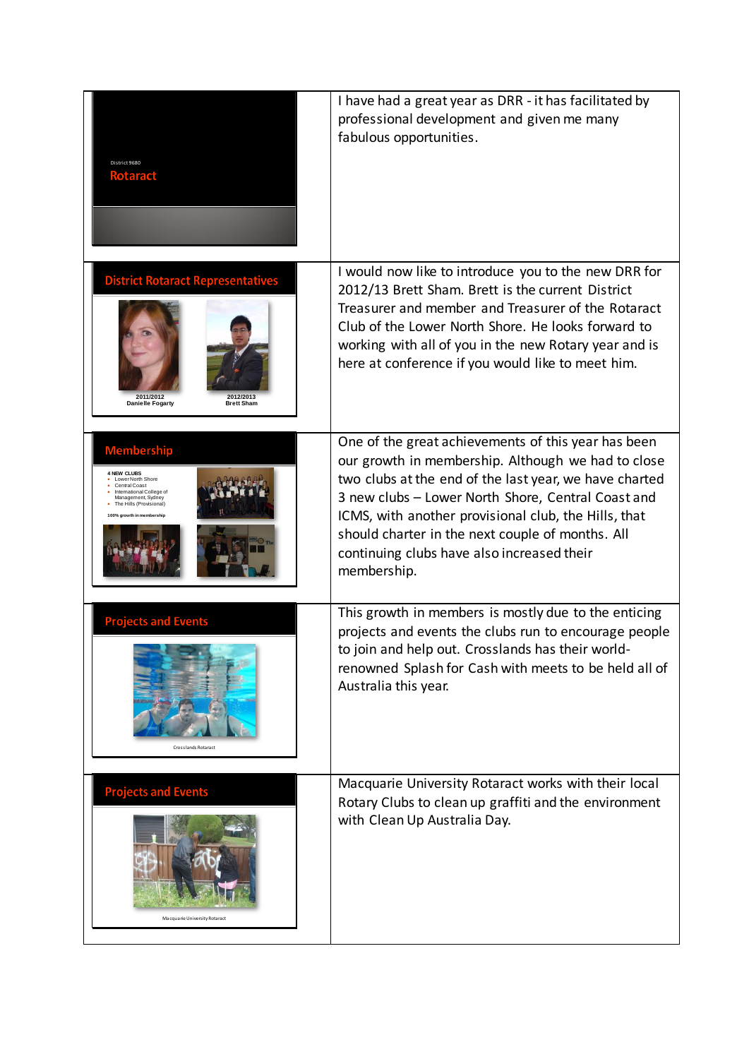| | |
|---|---|
| District 9680<br>Rotaract | I have had a great year as DRR - it has facilitated by professional development and given me many fabulous opportunities. |
| District Rotaract Representatives<br>2011/2012<br>Danielle Fogarty<br>2012/2013<br>Brett Sham | I would now like to introduce you to the new DRR for 2012/13 Brett Sham. Brett is the current District Treasurer and member and Treasurer of the Rotaract Club of the Lower North Shore. He looks forward to working with all of you in the new Rotary year and is here at conference if you would like to meet him. |
| Membership<br>4 NEW CLUBS<br>• Lower North Shore<br>• Central Coast<br>• International College of Management, Sydney<br>• The Hills (Provisional)<br>100% growth in membership | One of the great achievements of this year has been our growth in membership. Although we had to close two clubs at the end of the last year, we have charted 3 new clubs – Lower North Shore, Central Coast and ICMS, with another provisional club, the Hills, that should charter in the next couple of months. All continuing clubs have also increased their membership. |
| Projects and Events<br>Crosslands Rotaract | This growth in members is mostly due to the enticing projects and events the clubs run to encourage people to join and help out. Crosslands has their world-renowned Splash for Cash with meets to be held all of Australia this year. |
| Projects and Events<br>Macquarie University Rotaract | Macquarie University Rotaract works with their local Rotary Clubs to clean up graffiti and the environment with Clean Up Australia Day. |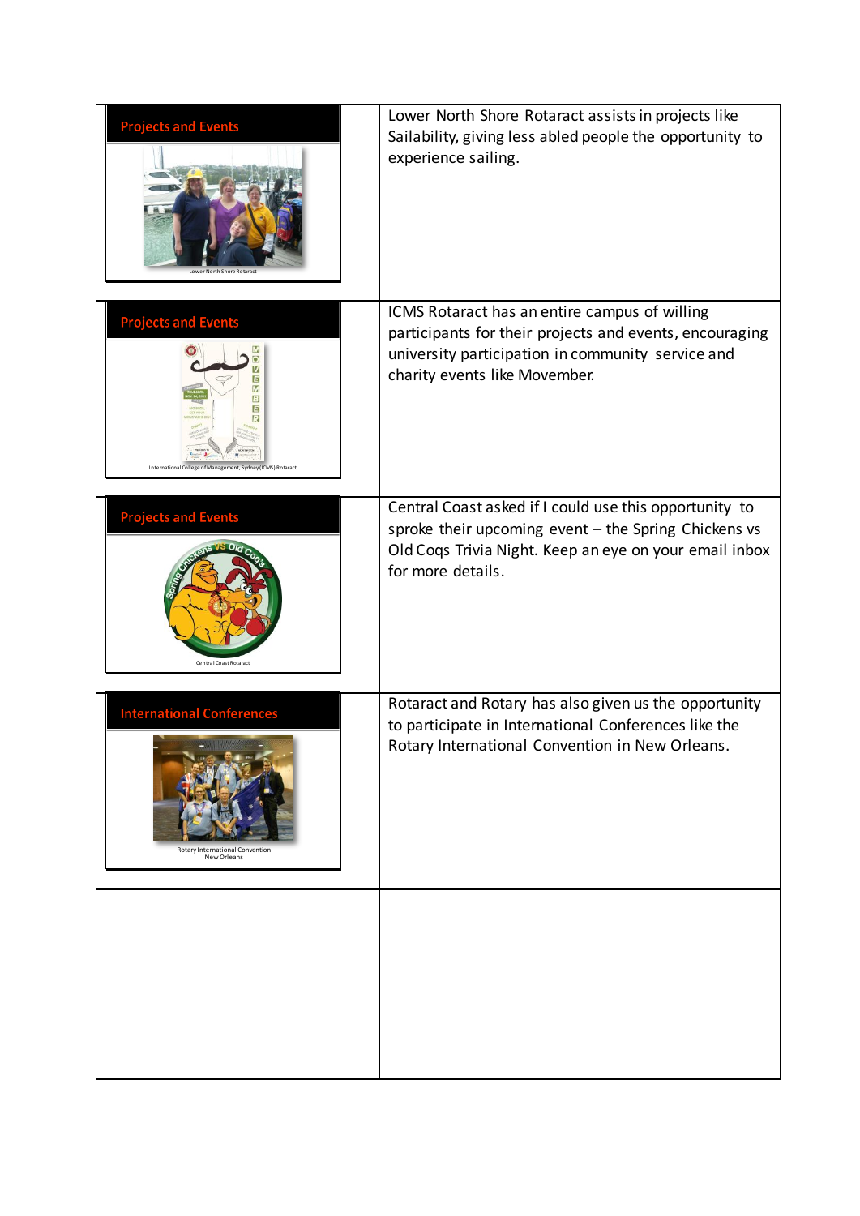| | |
|---|---|
| **Projects and Events**<br><br>Lower North Shore Rotaract | Lower North Shore Rotaract assists in projects like Sailability, giving less abled people the opportunity to experience sailing. |
| **Projects and Events**<br><br>International College of Management, Sydney (ICMS) Rotaract | ICMS Rotaract has an entire campus of willing participants for their projects and events, encouraging university participation in community service and charity events like Movember. |
| **Projects and Events**<br><br>Central Coast Rotaract | Central Coast asked if I could use this opportunity to sproke their upcoming event – the Spring Chickens vs Old Coqs Trivia Night. Keep an eye on your email inbox for more details. |
| **International Conferences**<br><br>Rotary International Convention New Orleans | Rotaract and Rotary has also given us the opportunity to participate in International Conferences like the Rotary International Convention in New Orleans. |
| | |